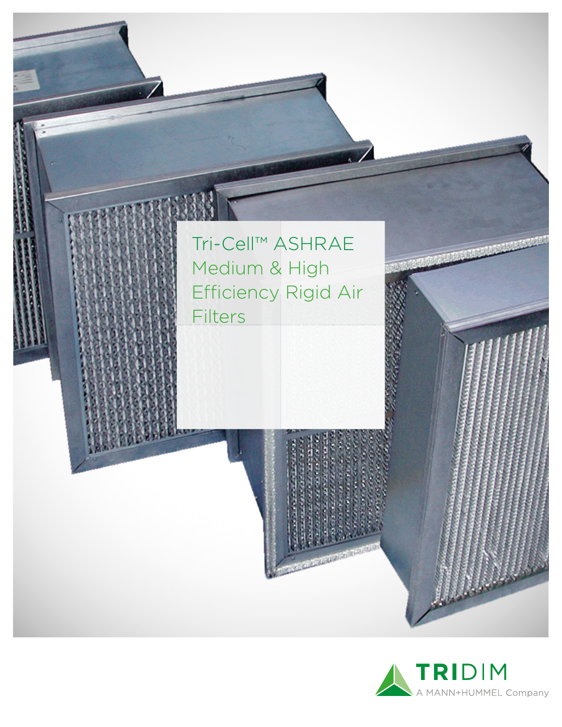# Tri-Cell™ ASHRAE Medium & High Efficiency Rigid Air Filters

TRIDIM

A MANN+HUMMEL Company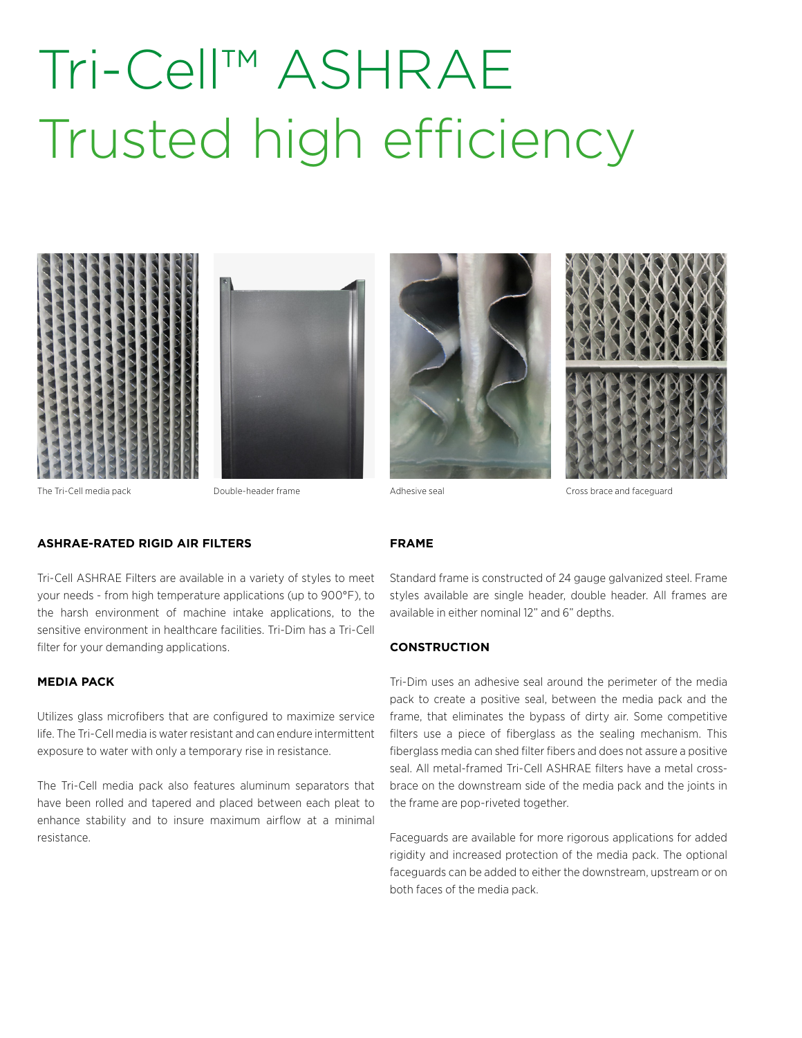# Tri-Cell™ ASHRAE Trusted high efficiency

The Tri-Cell media pack

Double-header frame

Adhesive seal

Cross brace and faceguard

### ASHRAE-RATED RIGID AIR FILTERS

Tri-Cell ASHRAE Filters are available in a variety of styles to meet your needs - from high temperature applications (up to 900°F), to the harsh environment of machine intake applications, to the sensitive environment in healthcare facilities. Tri-Dim has a Tri-Cell filter for your demanding applications.

### MEDIA PACK

Utilizes glass microfibers that are configured to maximize service life. The Tri-Cell media is water resistant and can endure intermittent exposure to water with only a temporary rise in resistance.

The Tri-Cell media pack also features aluminum separators that have been rolled and tapered and placed between each pleat to enhance stability and to insure maximum airflow at a minimal resistance.

### FRAME

Standard frame is constructed of 24 gauge galvanized steel. Frame styles available are single header, double header. All frames are available in either nominal 12" and 6" depths.

### CONSTRUCTION

Tri-Dim uses an adhesive seal around the perimeter of the media pack to create a positive seal, between the media pack and the frame, that eliminates the bypass of dirty air. Some competitive filters use a piece of fiberglass as the sealing mechanism. This fiberglass media can shed filter fibers and does not assure a positive seal. All metal-framed Tri-Cell ASHRAE filters have a metal cross-brace on the downstream side of the media pack and the joints in the frame are pop-riveted together.

Faceguards are available for more rigorous applications for added rigidity and increased protection of the media pack. The optional faceguards can be added to either the downstream, upstream or on both faces of the media pack.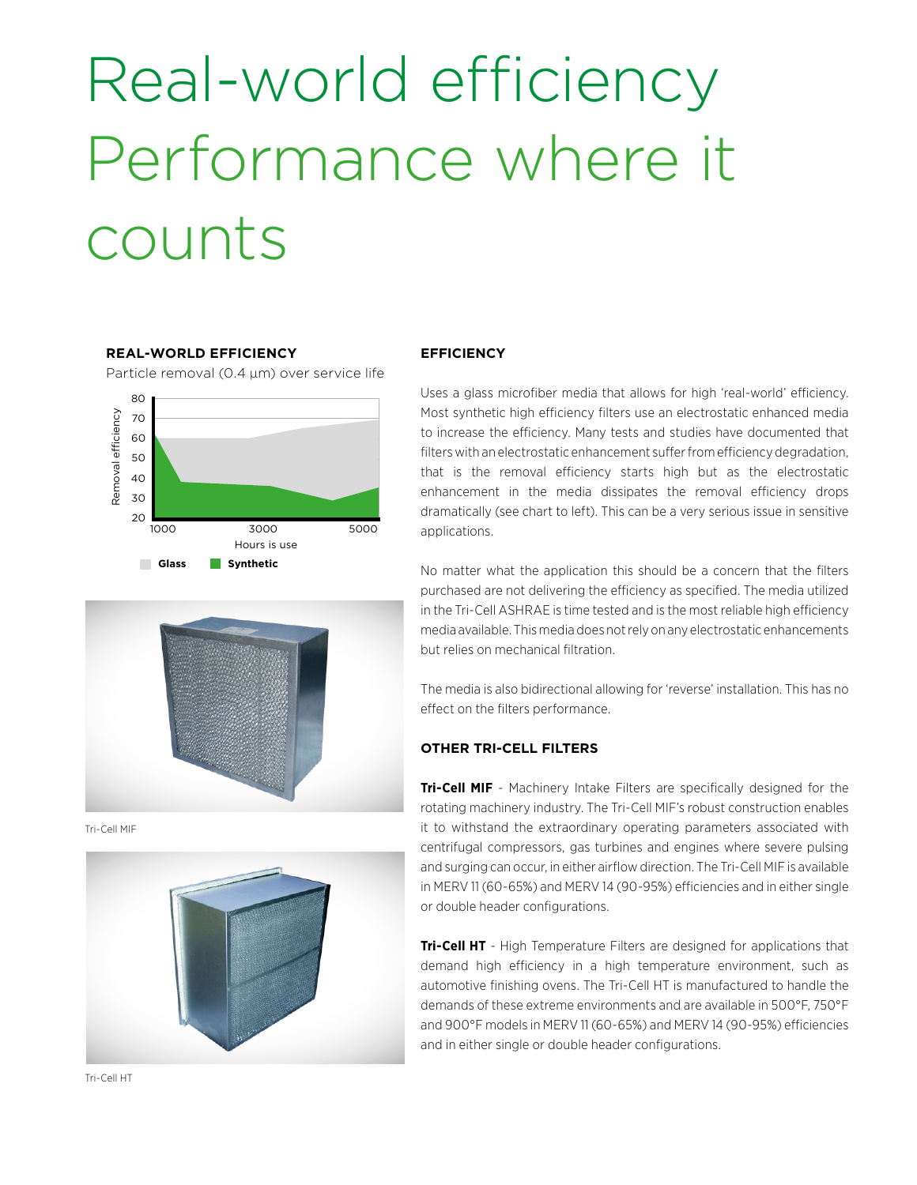# Real-world efficiency Performance where it counts

**REAL-WORLD EFFICIENCY**

Particle removal (0.4 µm) over service life

Removal efficiency

80
70
60
50
40
30
20

1000 3000 5000

Hours is use

Glass Synthetic

Tri-Cell MIF

Tri-Cell HT

**EFFICIENCY**

Uses a glass microfiber media that allows for high 'real-world' efficiency. Most synthetic high efficiency filters use an electrostatic enhanced media to increase the efficiency. Many tests and studies have documented that filters with an electrostatic enhancement suffer from efficiency degradation, that is the removal efficiency starts high but as the electrostatic enhancement in the media dissipates the removal efficiency drops dramatically (see chart to left). This can be a very serious issue in sensitive applications.

No matter what the application this should be a concern that the filters purchased are not delivering the efficiency as specified. The media utilized in the Tri-Cell ASHRAE is time tested and is the most reliable high efficiency media available. This media does not rely on any electrostatic enhancements but relies on mechanical filtration.

The media is also bidirectional allowing for 'reverse' installation. This has no effect on the filters performance.

**OTHER TRI-CELL FILTERS**

**Tri-Cell MIF** - Machinery Intake Filters are specifically designed for the rotating machinery industry. The Tri-Cell MIF's robust construction enables it to withstand the extraordinary operating parameters associated with centrifugal compressors, gas turbines and engines where severe pulsing and surging can occur, in either airflow direction. The Tri-Cell MIF is available in MERV 11 (60-65%) and MERV 14 (90-95%) efficiencies and in either single or double header configurations.

**Tri-Cell HT** - High Temperature Filters are designed for applications that demand high efficiency in a high temperature environment, such as automotive finishing ovens. The Tri-Cell HT is manufactured to handle the demands of these extreme environments and are available in 500°F, 750°F and 900°F models in MERV 11 (60-65%) and MERV 14 (90-95%) efficiencies and in either single or double header configurations.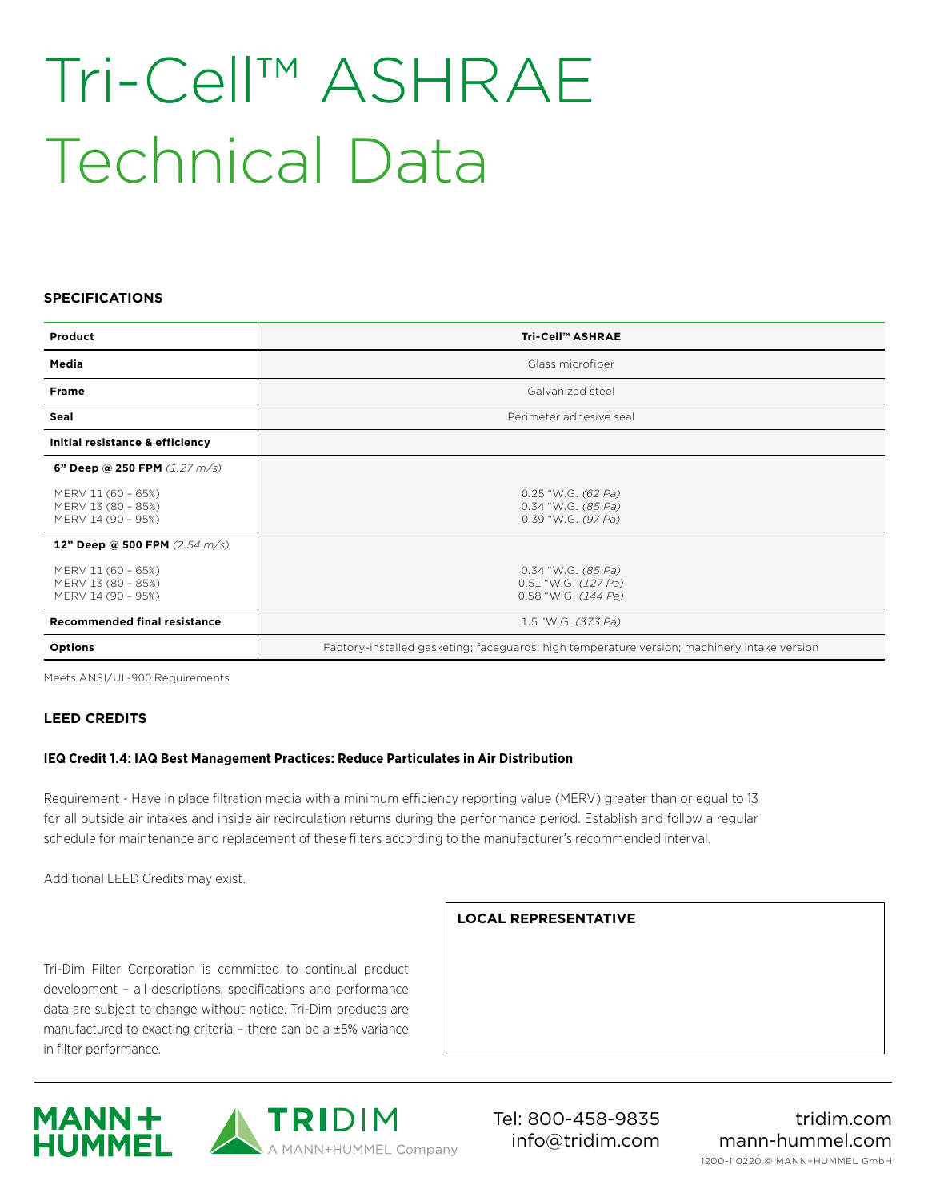# Tri-Cell™ ASHRAE Technical Data

## SPECIFICATIONS

| Product | Tri-Cell™ ASHRAE |
|---|---|
| Media | Glass microfiber |
| Frame | Galvanized steel |
| Seal | Perimeter adhesive seal |
| **Initial resistance & efficiency** | |
| **6" Deep @ 250 FPM** *(1.27 m/s)* | |
| MERV 11 (60 – 65%) | 0.25 "W.G. *(62 Pa)* |
| MERV 13 (80 – 85%) | 0.34 "W.G. *(85 Pa)* |
| MERV 14 (90 – 95%) | 0.39 "W.G. *(97 Pa)* |
| **12" Deep @ 500 FPM** *(2.54 m/s)* | |
| MERV 11 (60 – 65%) | 0.34 "W.G. *(85 Pa)* |
| MERV 13 (80 – 85%) | 0.51 "W.G. *(127 Pa)* |
| MERV 14 (90 – 95%) | 0.58 "W.G. *(144 Pa)* |
| **Recommended final resistance** | 1.5 "W.G. *(373 Pa)* |
| **Options** | Factory-installed gasketing; faceguards; high temperature version; machinery intake version |

Meets ANSI/UL-900 Requirements

## LEED CREDITS

**IEQ Credit 1.4: IAQ Best Management Practices: Reduce Particulates in Air Distribution**

Requirement - Have in place filtration media with a minimum efficiency reporting value (MERV) greater than or equal to 13 for all outside air intakes and inside air recirculation returns during the performance period. Establish and follow a regular schedule for maintenance and replacement of these filters according to the manufacturer's recommended interval.

Additional LEED Credits may exist.

Tri-Dim Filter Corporation is committed to continual product development – all descriptions, specifications and performance data are subject to change without notice. Tri-Dim products are manufactured to exacting criteria – there can be a ±5% variance in filter performance.

**LOCAL REPRESENTATIVE**

MANN+HUMMEL

TRIDIM A MANN+HUMMEL Company

Tel: 800-458-9835
info@tridim.com

tridim.com
mann-hummel.com

1200-1 0220 © MANN+HUMMEL GmbH